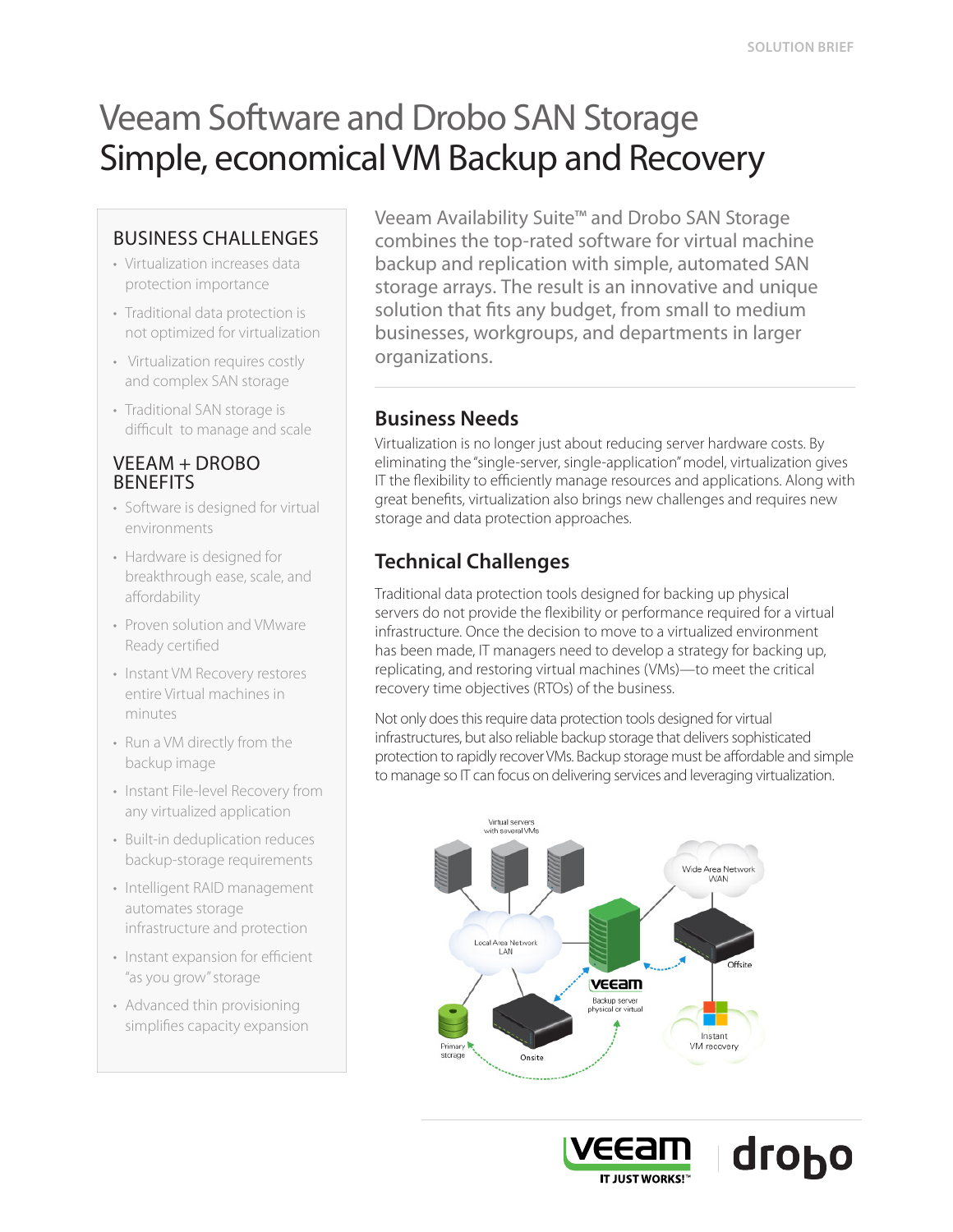# Veeam Software and Drobo SAN Storage
# Simple, economical VM Backup and Recovery

## BUSINESS CHALLENGES

- Virtualization increases data protection importance
- Traditional data protection is not optimized for virtualization
- Virtualization requires costly and complex SAN storage
- Traditional SAN storage is difficult to manage and scale

## VEEAM + DROBO BENEFITS

- Software is designed for virtual environments
- Hardware is designed for breakthrough ease, scale, and affordability
- Proven solution and VMware Ready certified
- Instant VM Recovery restores entire Virtual machines in minutes
- Run a VM directly from the backup image
- Instant File-level Recovery from any virtualized application
- Built-in deduplication reduces backup-storage requirements
- Intelligent RAID management automates storage infrastructure and protection
- Instant expansion for efficient "as you grow" storage
- Advanced thin provisioning simplifies capacity expansion

Veeam Availability Suite™ and Drobo SAN Storage combines the top-rated software for virtual machine backup and replication with simple, automated SAN storage arrays. The result is an innovative and unique solution that fits any budget, from small to medium businesses, workgroups, and departments in larger organizations.

## Business Needs

Virtualization is no longer just about reducing server hardware costs. By eliminating the "single-server, single-application" model, virtualization gives IT the flexibility to efficiently manage resources and applications. Along with great benefits, virtualization also brings new challenges and requires new storage and data protection approaches.

## Technical Challenges

Traditional data protection tools designed for backing up physical servers do not provide the flexibility or performance required for a virtual infrastructure. Once the decision to move to a virtualized environment has been made, IT managers need to develop a strategy for backing up, replicating, and restoring virtual machines (VMs)—to meet the critical recovery time objectives (RTOs) of the business.

Not only does this require data protection tools designed for virtual infrastructures, but also reliable backup storage that delivers sophisticated protection to rapidly recover VMs. Backup storage must be affordable and simple to manage so IT can focus on delivering services and leveraging virtualization.

Virtual servers with several VMs

Local Area Network LAN

Wide Area Network WAN

Offsite

Veeam Backup server physical or virtual

Primary storage

Onsite

Instant VM recovery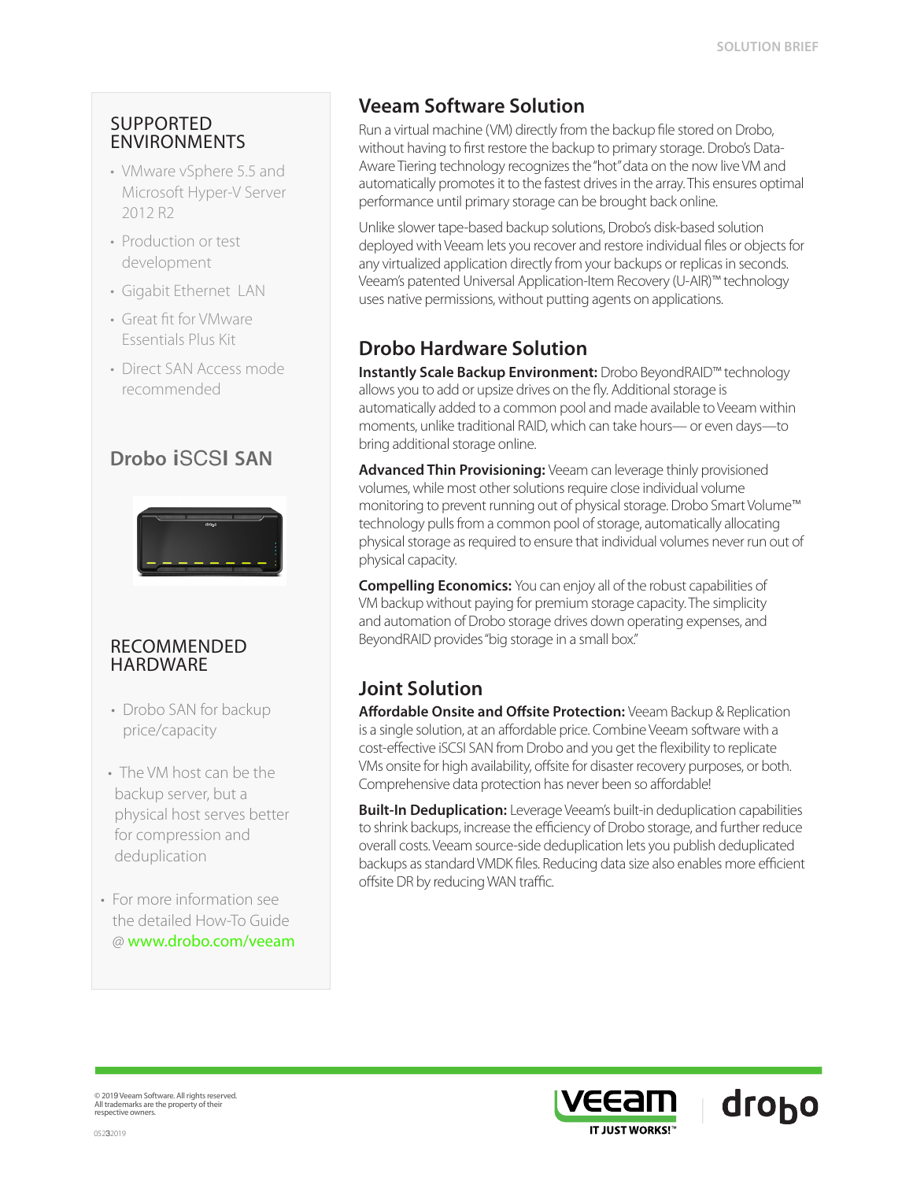## SUPPORTED ENVIRONMENTS

- VMware vSphere 5.5 and Microsoft Hyper-V Server 2012 R2
- Production or test development
- Gigabit Ethernet LAN
- Great fit for VMware Essentials Plus Kit
- Direct SAN Access mode recommended

## Drobo iSCSI SAN

## RECOMMENDED HARDWARE

- Drobo SAN for backup price/capacity
- The VM host can be the backup server, but a physical host serves better for compression and deduplication
- For more information see the detailed How-To Guide @ www.drobo.com/veeam

## Veeam Software Solution

Run a virtual machine (VM) directly from the backup file stored on Drobo, without having to first restore the backup to primary storage. Drobo's Data-Aware Tiering technology recognizes the "hot" data on the now live VM and automatically promotes it to the fastest drives in the array. This ensures optimal performance until primary storage can be brought back online.

Unlike slower tape-based backup solutions, Drobo's disk-based solution deployed with Veeam lets you recover and restore individual files or objects for any virtualized application directly from your backups or replicas in seconds. Veeam's patented Universal Application-Item Recovery (U-AIR)™ technology uses native permissions, without putting agents on applications.

## Drobo Hardware Solution

**Instantly Scale Backup Environment:** Drobo BeyondRAID™ technology allows you to add or upsize drives on the fly. Additional storage is automatically added to a common pool and made available to Veeam within moments, unlike traditional RAID, which can take hours— or even days—to bring additional storage online.

**Advanced Thin Provisioning:** Veeam can leverage thinly provisioned volumes, while most other solutions require close individual volume monitoring to prevent running out of physical storage. Drobo Smart Volume™ technology pulls from a common pool of storage, automatically allocating physical storage as required to ensure that individual volumes never run out of physical capacity.

**Compelling Economics:** You can enjoy all of the robust capabilities of VM backup without paying for premium storage capacity. The simplicity and automation of Drobo storage drives down operating expenses, and BeyondRAID provides "big storage in a small box."

## Joint Solution

**Affordable Onsite and Offsite Protection:** Veeam Backup & Replication is a single solution, at an affordable price. Combine Veeam software with a cost-effective iSCSI SAN from Drobo and you get the flexibility to replicate VMs onsite for high availability, offsite for disaster recovery purposes, or both. Comprehensive data protection has never been so affordable!

**Built-In Deduplication:** Leverage Veeam's built-in deduplication capabilities to shrink backups, increase the efficiency of Drobo storage, and further reduce overall costs. Veeam source-side deduplication lets you publish deduplicated backups as standard VMDK files. Reducing data size also enables more efficient offsite DR by reducing WAN traffic.

© 2019 Veeam Software. All rights reserved.
All trademarks are the property of their respective owners.

05232019